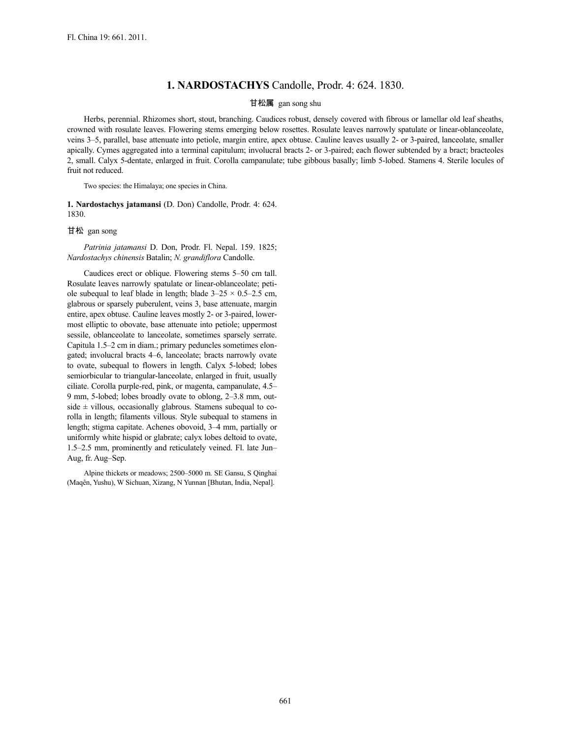# 1. NARDOSTACHYS Candolle, Prodr. 4: 624. 1830.

甘松属 gan song shu

Herbs, perennial. Rhizomes short, stout, branching. Caudices robust, densely covered with fibrous or lamellar old leaf sheaths, crowned with rosulate leaves. Flowering stems emerging below rosettes. Rosulate leaves narrowly spatulate or linear-oblanceolate, veins 3–5, parallel, base attenuate into petiole, margin entire, apex obtuse. Cauline leaves usually 2- or 3-paired, lanceolate, smaller apically. Cymes aggregated into a terminal capitulum; involucral bracts 2- or 3-paired; each flower subtended by a bract; bracteoles 2, small. Calyx 5-dentate, enlarged in fruit. Corolla campanulate; tube gibbous basally; limb 5-lobed. Stamens 4. Sterile locules of fruit not reduced.

Two species: the Himalaya; one species in China.

**1. Nardostachys jatamansi** (D. Don) Candolle, Prodr. 4: 624. 1830.

甘松 gan song

*Patrinia jatamansi* D. Don, Prodr. Fl. Nepal. 159. 1825; *Nardostachys chinensis* Batalin; *N. grandiflora* Candolle.

Caudices erect or oblique. Flowering stems 5–50 cm tall. Rosulate leaves narrowly spatulate or linear-oblanceolate; petiole subequal to leaf blade in length; blade 3–25 × 0.5–2.5 cm, glabrous or sparsely puberulent, veins 3, base attenuate, margin entire, apex obtuse. Cauline leaves mostly 2- or 3-paired, lowermost elliptic to obovate, base attenuate into petiole; uppermost sessile, oblanceolate to lanceolate, sometimes sparsely serrate. Capitula 1.5–2 cm in diam.; primary peduncles sometimes elongated; involucral bracts 4–6, lanceolate; bracts narrowly ovate to ovate, subequal to flowers in length. Calyx 5-lobed; lobes semiorbicular to triangular-lanceolate, enlarged in fruit, usually ciliate. Corolla purple-red, pink, or magenta, campanulate, 4.5–9 mm, 5-lobed; lobes broadly ovate to oblong, 2–3.8 mm, outside ± villous, occasionally glabrous. Stamens subequal to corolla in length; filaments villous. Style subequal to stamens in length; stigma capitate. Achenes obovoid, 3–4 mm, partially or uniformly white hispid or glabrate; calyx lobes deltoid to ovate, 1.5–2.5 mm, prominently and reticulately veined. Fl. late Jun–Aug, fr. Aug–Sep.

Alpine thickets or meadows; 2500–5000 m. SE Gansu, S Qinghai (Maqên, Yushu), W Sichuan, Xizang, N Yunnan [Bhutan, India, Nepal].